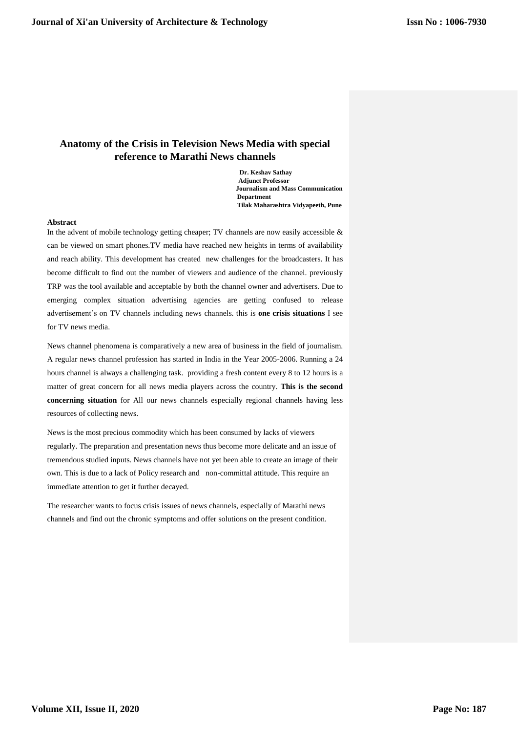# Anatomy of the Crisis in Television News Media with special reference to Marathi News channels

**Dr. Keshav Sathay**
**Adjunct Professor**
**Journalism and Mass Communication Department**
**Tilak Maharashtra Vidyapeeth, Pune**

**Abstract**

In the advent of mobile technology getting cheaper; TV channels are now easily accessible & can be viewed on smart phones.TV media have reached new heights in terms of availability and reach ability. This development has created new challenges for the broadcasters. It has become difficult to find out the number of viewers and audience of the channel. previously TRP was the tool available and acceptable by both the channel owner and advertisers. Due to emerging complex situation advertising agencies are getting confused to release advertisement's on TV channels including news channels. this is **one crisis situations** I see for TV news media.

News channel phenomena is comparatively a new area of business in the field of journalism. A regular news channel profession has started in India in the Year 2005-2006. Running a 24 hours channel is always a challenging task. providing a fresh content every 8 to 12 hours is a matter of great concern for all news media players across the country. **This is the second concerning situation** for All our news channels especially regional channels having less resources of collecting news.

News is the most precious commodity which has been consumed by lacks of viewers regularly. The preparation and presentation news thus become more delicate and an issue of tremendous studied inputs. News channels have not yet been able to create an image of their own. This is due to a lack of Policy research and non-committal attitude. This require an immediate attention to get it further decayed.

The researcher wants to focus crisis issues of news channels, especially of Marathi news channels and find out the chronic symptoms and offer solutions on the present condition.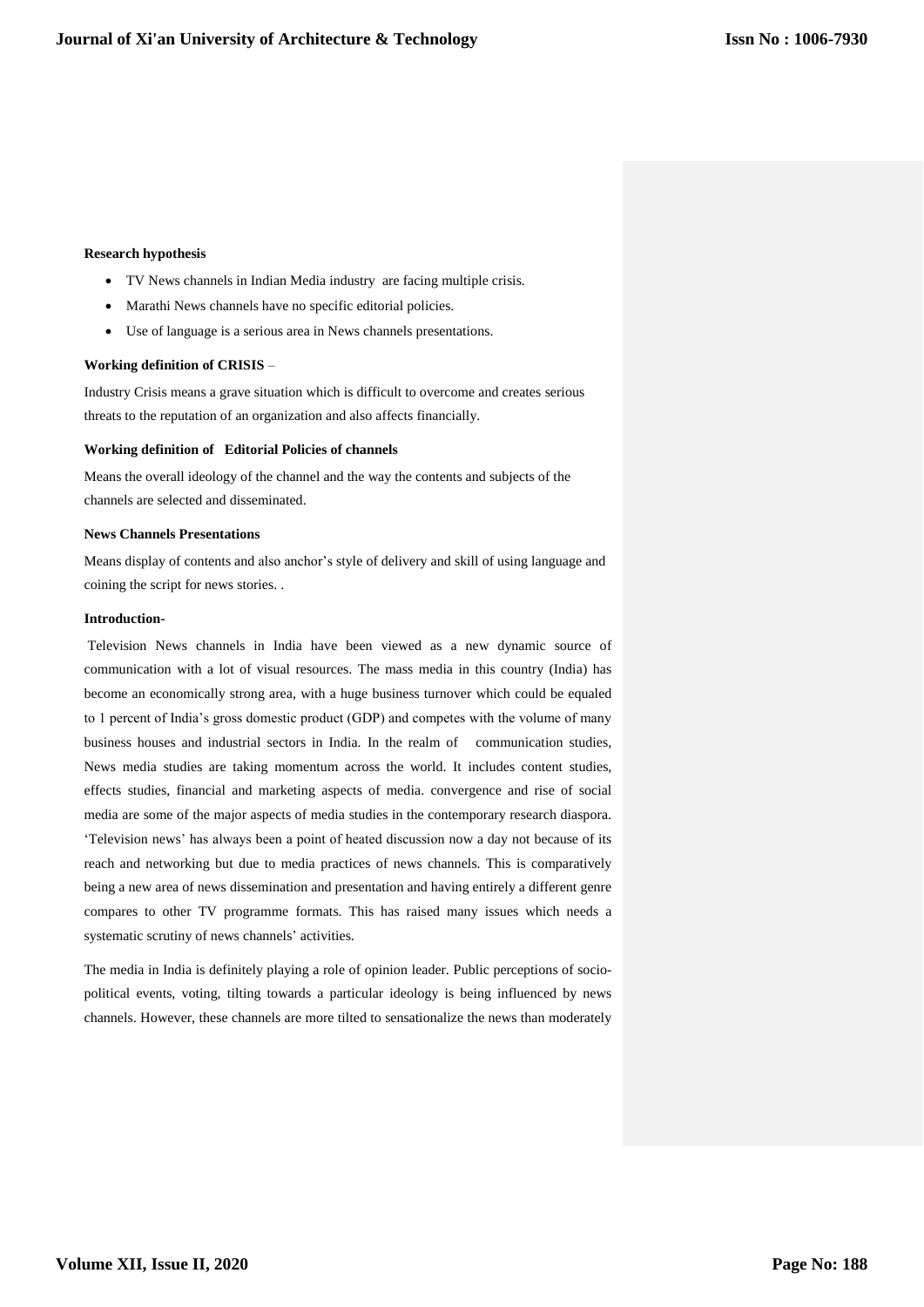**Research hypothesis**

- TV News channels in Indian Media industry are facing multiple crisis.
- Marathi News channels have no specific editorial policies.
- Use of language is a serious area in News channels presentations.

**Working definition of CRISIS** –

Industry Crisis means a grave situation which is difficult to overcome and creates serious threats to the reputation of an organization and also affects financially.

**Working definition of Editorial Policies of channels**

Means the overall ideology of the channel and the way the contents and subjects of the channels are selected and disseminated.

**News Channels Presentations**

Means display of contents and also anchor's style of delivery and skill of using language and coining the script for news stories. .

**Introduction-**

Television News channels in India have been viewed as a new dynamic source of communication with a lot of visual resources. The mass media in this country (India) has become an economically strong area, with a huge business turnover which could be equaled to 1 percent of India's gross domestic product (GDP) and competes with the volume of many business houses and industrial sectors in India. In the realm of communication studies, News media studies are taking momentum across the world. It includes content studies, effects studies, financial and marketing aspects of media. convergence and rise of social media are some of the major aspects of media studies in the contemporary research diaspora. 'Television news' has always been a point of heated discussion now a day not because of its reach and networking but due to media practices of news channels. This is comparatively being a new area of news dissemination and presentation and having entirely a different genre compares to other TV programme formats. This has raised many issues which needs a systematic scrutiny of news channels' activities.

The media in India is definitely playing a role of opinion leader. Public perceptions of socio-political events, voting, tilting towards a particular ideology is being influenced by news channels. However, these channels are more tilted to sensationalize the news than moderately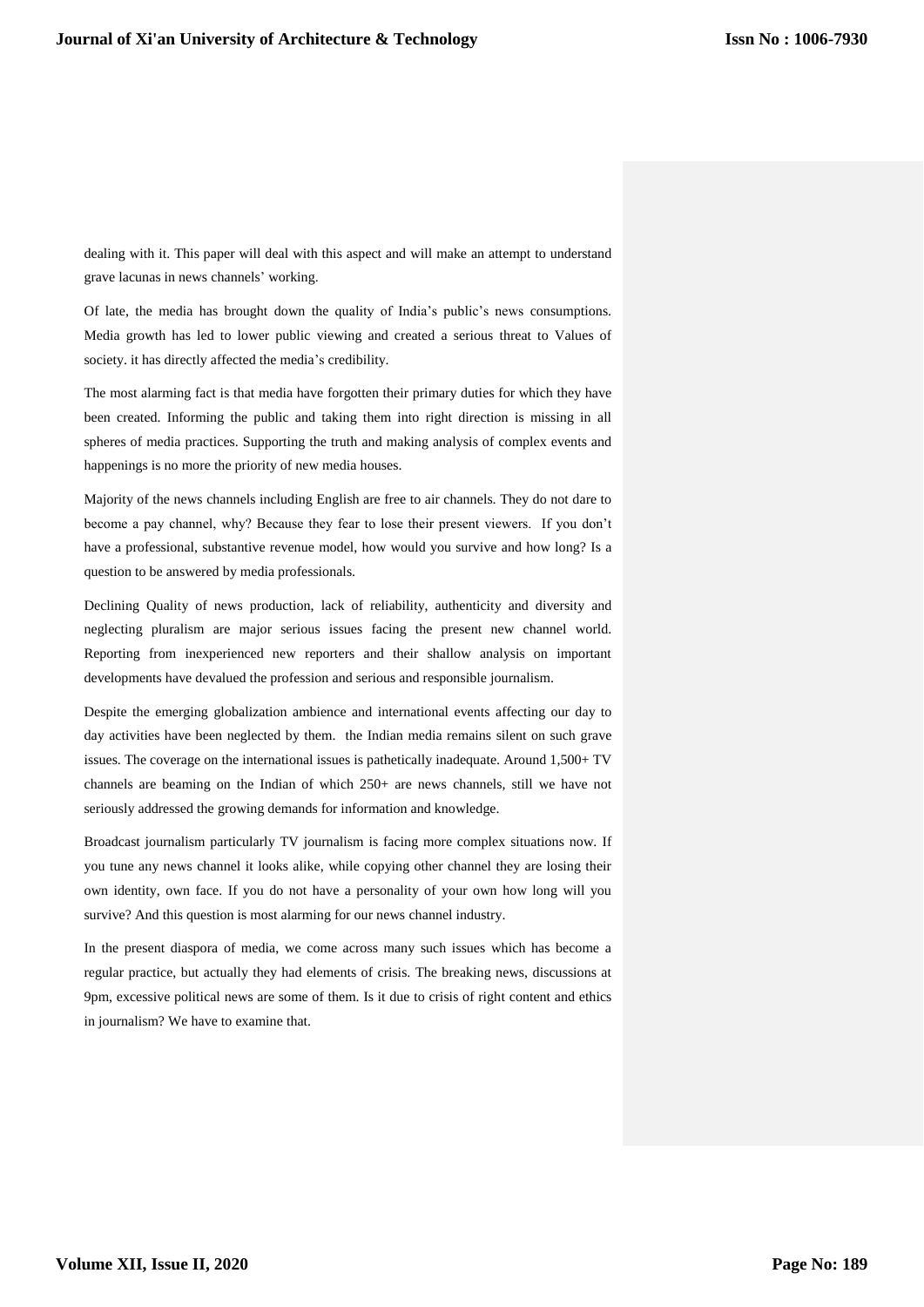dealing with it. This paper will deal with this aspect and will make an attempt to understand grave lacunas in news channels' working.

Of late, the media has brought down the quality of India's public's news consumptions. Media growth has led to lower public viewing and created a serious threat to Values of society. it has directly affected the media's credibility.

The most alarming fact is that media have forgotten their primary duties for which they have been created. Informing the public and taking them into right direction is missing in all spheres of media practices. Supporting the truth and making analysis of complex events and happenings is no more the priority of new media houses.

Majority of the news channels including English are free to air channels. They do not dare to become a pay channel, why? Because they fear to lose their present viewers. If you don't have a professional, substantive revenue model, how would you survive and how long? Is a question to be answered by media professionals.

Declining Quality of news production, lack of reliability, authenticity and diversity and neglecting pluralism are major serious issues facing the present new channel world. Reporting from inexperienced new reporters and their shallow analysis on important developments have devalued the profession and serious and responsible journalism.

Despite the emerging globalization ambience and international events affecting our day to day activities have been neglected by them. the Indian media remains silent on such grave issues. The coverage on the international issues is pathetically inadequate. Around 1,500+ TV channels are beaming on the Indian of which 250+ are news channels, still we have not seriously addressed the growing demands for information and knowledge.

Broadcast journalism particularly TV journalism is facing more complex situations now. If you tune any news channel it looks alike, while copying other channel they are losing their own identity, own face. If you do not have a personality of your own how long will you survive? And this question is most alarming for our news channel industry.

In the present diaspora of media, we come across many such issues which has become a regular practice, but actually they had elements of crisis. The breaking news, discussions at 9pm, excessive political news are some of them. Is it due to crisis of right content and ethics in journalism? We have to examine that.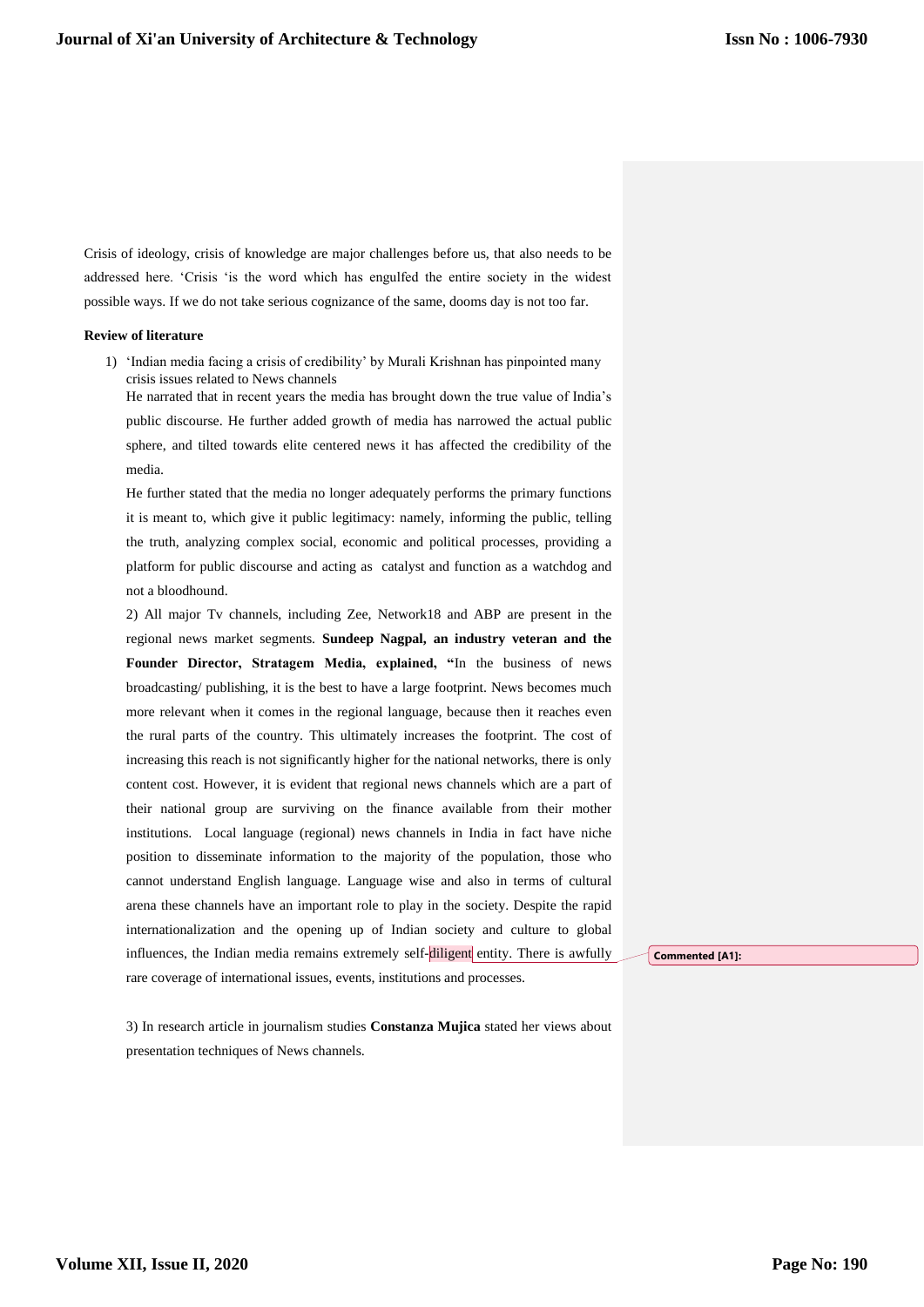Crisis of ideology, crisis of knowledge are major challenges before us, that also needs to be addressed here. 'Crisis 'is the word which has engulfed the entire society in the widest possible ways. If we do not take serious cognizance of the same, dooms day is not too far.

**Review of literature**

1) 'Indian media facing a crisis of credibility' by Murali Krishnan has pinpointed many crisis issues related to News channels

   He narrated that in recent years the media has brought down the true value of India's public discourse. He further added growth of media has narrowed the actual public sphere, and tilted towards elite centered news it has affected the credibility of the media.

   He further stated that the media no longer adequately performs the primary functions it is meant to, which give it public legitimacy: namely, informing the public, telling the truth, analyzing complex social, economic and political processes, providing a platform for public discourse and acting as catalyst and function as a watchdog and not a bloodhound.

2) All major Tv channels, including Zee, Network18 and ABP are present in the regional news market segments. **Sundeep Nagpal, an industry veteran and the Founder Director, Stratagem Media, explained, "**In the business of news broadcasting/ publishing, it is the best to have a large footprint. News becomes much more relevant when it comes in the regional language, because then it reaches even the rural parts of the country. This ultimately increases the footprint. The cost of increasing this reach is not significantly higher for the national networks, there is only content cost. However, it is evident that regional news channels which are a part of their national group are surviving on the finance available from their mother institutions. Local language (regional) news channels in India in fact have niche position to disseminate information to the majority of the population, those who cannot understand English language. Language wise and also in terms of cultural arena these channels have an important role to play in the society. Despite the rapid internationalization and the opening up of Indian society and culture to global influences, the Indian media remains extremely self-diligent entity. There is awfully rare coverage of international issues, events, institutions and processes.

3) In research article in journalism studies **Constanza Mujica** stated her views about presentation techniques of News channels.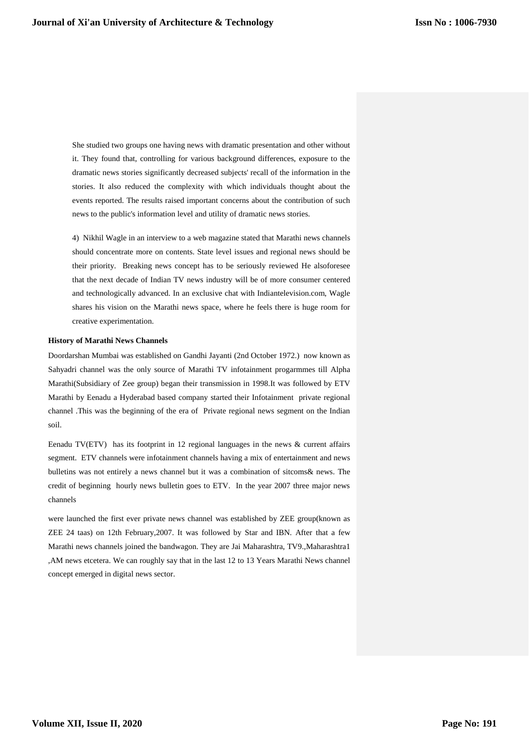She studied two groups one having news with dramatic presentation and other without it. They found that, controlling for various background differences, exposure to the dramatic news stories significantly decreased subjects' recall of the information in the stories. It also reduced the complexity with which individuals thought about the events reported. The results raised important concerns about the contribution of such news to the public's information level and utility of dramatic news stories.

4) Nikhil Wagle in an interview to a web magazine stated that Marathi news channels should concentrate more on contents. State level issues and regional news should be their priority. Breaking news concept has to be seriously reviewed He alsoforesee that the next decade of Indian TV news industry will be of more consumer centered and technologically advanced. In an exclusive chat with Indiantelevision.com, Wagle shares his vision on the Marathi news space, where he feels there is huge room for creative experimentation.

**History of Marathi News Channels**

Doordarshan Mumbai was established on Gandhi Jayanti (2nd October 1972.) now known as Sahyadri channel was the only source of Marathi TV infotainment progarmmes till Alpha Marathi(Subsidiary of Zee group) began their transmission in 1998.It was followed by ETV Marathi by Eenadu a Hyderabad based company started their Infotainment private regional channel .This was the beginning of the era of Private regional news segment on the Indian soil.

Eenadu TV(ETV) has its footprint in 12 regional languages in the news & current affairs segment. ETV channels were infotainment channels having a mix of entertainment and news bulletins was not entirely a news channel but it was a combination of sitcoms& news. The credit of beginning hourly news bulletin goes to ETV. In the year 2007 three major news channels

were launched the first ever private news channel was established by ZEE group(known as ZEE 24 taas) on 12th February,2007. It was followed by Star and IBN. After that a few Marathi news channels joined the bandwagon. They are Jai Maharashtra, TV9.,Maharashtra1 ,AM news etcetera. We can roughly say that in the last 12 to 13 Years Marathi News channel concept emerged in digital news sector.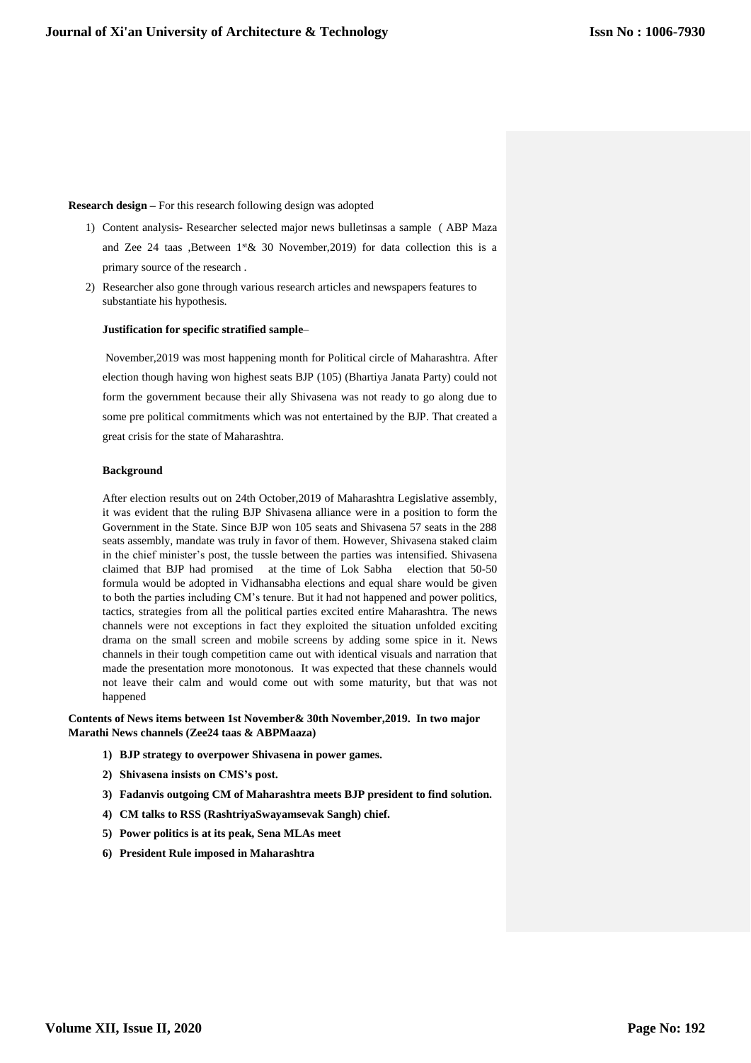**Research design –** For this research following design was adopted

1) Content analysis- Researcher selected major news bulletinsas a sample ( ABP Maza and Zee 24 taas ,Between 1st& 30 November,2019) for data collection this is a primary source of the research .
2) Researcher also gone through various research articles and newspapers features to substantiate his hypothesis.

**Justification for specific stratified sample**–

November,2019 was most happening month for Political circle of Maharashtra. After election though having won highest seats BJP (105) (Bhartiya Janata Party) could not form the government because their ally Shivasena was not ready to go along due to some pre political commitments which was not entertained by the BJP. That created a great crisis for the state of Maharashtra.

**Background**

After election results out on 24th October,2019 of Maharashtra Legislative assembly, it was evident that the ruling BJP Shivasena alliance were in a position to form the Government in the State. Since BJP won 105 seats and Shivasena 57 seats in the 288 seats assembly, mandate was truly in favor of them. However, Shivasena staked claim in the chief minister's post, the tussle between the parties was intensified. Shivasena claimed that BJP had promised at the time of Lok Sabha election that 50-50 formula would be adopted in Vidhansabha elections and equal share would be given to both the parties including CM's tenure. But it had not happened and power politics, tactics, strategies from all the political parties excited entire Maharashtra. The news channels were not exceptions in fact they exploited the situation unfolded exciting drama on the small screen and mobile screens by adding some spice in it. News channels in their tough competition came out with identical visuals and narration that made the presentation more monotonous. It was expected that these channels would not leave their calm and would come out with some maturity, but that was not happened

**Contents of News items between 1st November& 30th November,2019. In two major Marathi News channels (Zee24 taas & ABPMaaza)**

1) **BJP strategy to overpower Shivasena in power games.**
2) **Shivasena insists on CMS's post.**
3) **Fadanvis outgoing CM of Maharashtra meets BJP president to find solution.**
4) **CM talks to RSS (RashtriyaSwayamsevak Sangh) chief.**
5) **Power politics is at its peak, Sena MLAs meet**
6) **President Rule imposed in Maharashtra**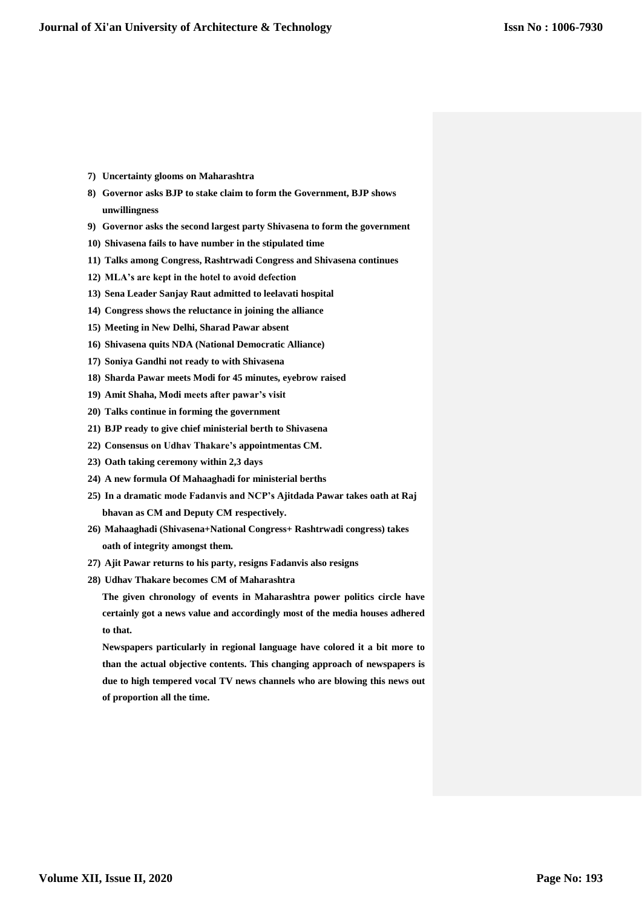7) **Uncertainty glooms on Maharashtra**
8) **Governor asks BJP to stake claim to form the Government, BJP shows unwillingness**
9) **Governor asks the second largest party Shivasena to form the government**
10) **Shivasena fails to have number in the stipulated time**
11) **Talks among Congress, Rashtrwadi Congress and Shivasena continues**
12) **MLA's are kept in the hotel to avoid defection**
13) **Sena Leader Sanjay Raut admitted to leelavati hospital**
14) **Congress shows the reluctance in joining the alliance**
15) **Meeting in New Delhi, Sharad Pawar absent**
16) **Shivasena quits NDA (National Democratic Alliance)**
17) **Soniya Gandhi not ready to with Shivasena**
18) **Sharda Pawar meets Modi for 45 minutes, eyebrow raised**
19) **Amit Shaha, Modi meets after pawar's visit**
20) **Talks continue in forming the government**
21) **BJP ready to give chief ministerial berth to Shivasena**
22) **Consensus on Udhav Thakare's appointmentas CM.**
23) **Oath taking ceremony within 2,3 days**
24) **A new formula Of Mahaaghadi for ministerial berths**
25) **In a dramatic mode Fadanvis and NCP's Ajitdada Pawar takes oath at Raj bhavan as CM and Deputy CM respectively.**
26) **Mahaaghadi (Shivasena+National Congress+ Rashtrwadi congress) takes oath of integrity amongst them.**
27) **Ajit Pawar returns to his party, resigns Fadanvis also resigns**
28) **Udhav Thakare becomes CM of Maharashtra**

**The given chronology of events in Maharashtra power politics circle have certainly got a news value and accordingly most of the media houses adhered to that.**

**Newspapers particularly in regional language have colored it a bit more to than the actual objective contents. This changing approach of newspapers is due to high tempered vocal TV news channels who are blowing this news out of proportion all the time.**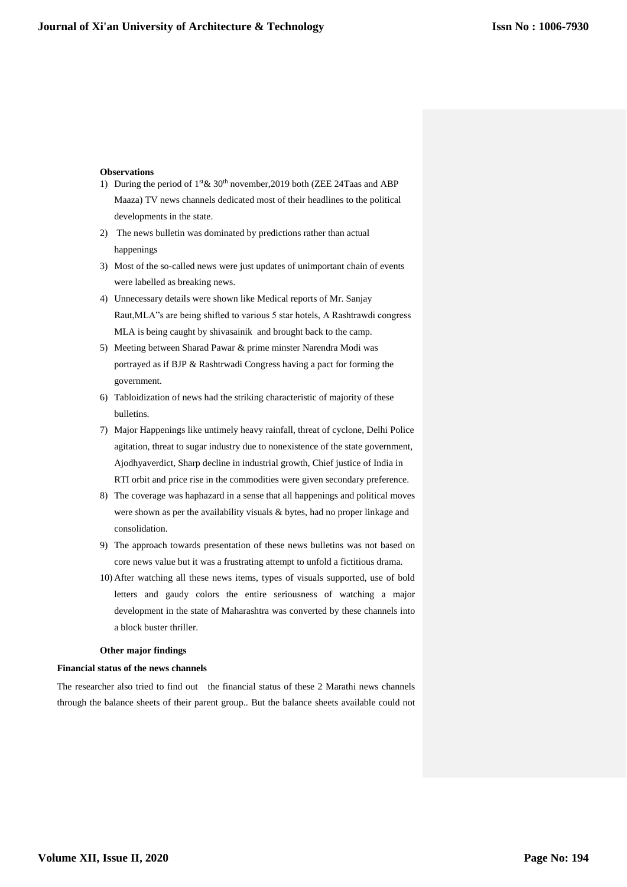**Observations**

1) During the period of 1st & 30th november,2019 both (ZEE 24Taas and ABP Maaza) TV news channels dedicated most of their headlines to the political developments in the state.
2) The news bulletin was dominated by predictions rather than actual happenings
3) Most of the so-called news were just updates of unimportant chain of events were labelled as breaking news.
4) Unnecessary details were shown like Medical reports of Mr. Sanjay Raut,MLA"s are being shifted to various 5 star hotels, A Rashtrawdi congress MLA is being caught by shivasainik and brought back to the camp.
5) Meeting between Sharad Pawar & prime minster Narendra Modi was portrayed as if BJP & Rashtrwadi Congress having a pact for forming the government.
6) Tabloidization of news had the striking characteristic of majority of these bulletins.
7) Major Happenings like untimely heavy rainfall, threat of cyclone, Delhi Police agitation, threat to sugar industry due to nonexistence of the state government, Ajodhyaverdict, Sharp decline in industrial growth, Chief justice of India in RTI orbit and price rise in the commodities were given secondary preference.
8) The coverage was haphazard in a sense that all happenings and political moves were shown as per the availability visuals & bytes, had no proper linkage and consolidation.
9) The approach towards presentation of these news bulletins was not based on core news value but it was a frustrating attempt to unfold a fictitious drama.
10) After watching all these news items, types of visuals supported, use of bold letters and gaudy colors the entire seriousness of watching a major development in the state of Maharashtra was converted by these channels into a block buster thriller.

**Other major findings**

**Financial status of the news channels**

The researcher also tried to find out the financial status of these 2 Marathi news channels through the balance sheets of their parent group.. But the balance sheets available could not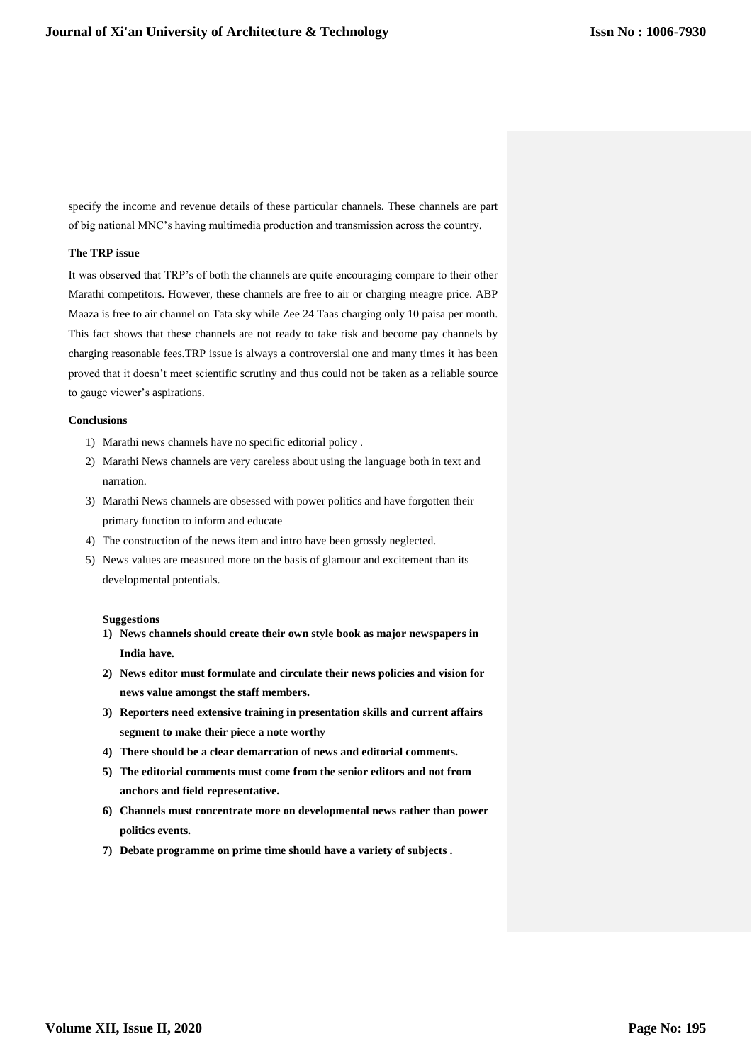specify the income and revenue details of these particular channels. These channels are part of big national MNC's having multimedia production and transmission across the country.

**The TRP issue**

It was observed that TRP's of both the channels are quite encouraging compare to their other Marathi competitors. However, these channels are free to air or charging meagre price. ABP Maaza is free to air channel on Tata sky while Zee 24 Taas charging only 10 paisa per month. This fact shows that these channels are not ready to take risk and become pay channels by charging reasonable fees.TRP issue is always a controversial one and many times it has been proved that it doesn't meet scientific scrutiny and thus could not be taken as a reliable source to gauge viewer's aspirations.

**Conclusions**

1) Marathi news channels have no specific editorial policy .
2) Marathi News channels are very careless about using the language both in text and narration.
3) Marathi News channels are obsessed with power politics and have forgotten their primary function to inform and educate
4) The construction of the news item and intro have been grossly neglected.
5) News values are measured more on the basis of glamour and excitement than its developmental potentials.

**Suggestions**

1) **News channels should create their own style book as major newspapers in India have.**
2) **News editor must formulate and circulate their news policies and vision for news value amongst the staff members.**
3) **Reporters need extensive training in presentation skills and current affairs segment to make their piece a note worthy**
4) **There should be a clear demarcation of news and editorial comments.**
5) **The editorial comments must come from the senior editors and not from anchors and field representative.**
6) **Channels must concentrate more on developmental news rather than power politics events.**
7) **Debate programme on prime time should have a variety of subjects .**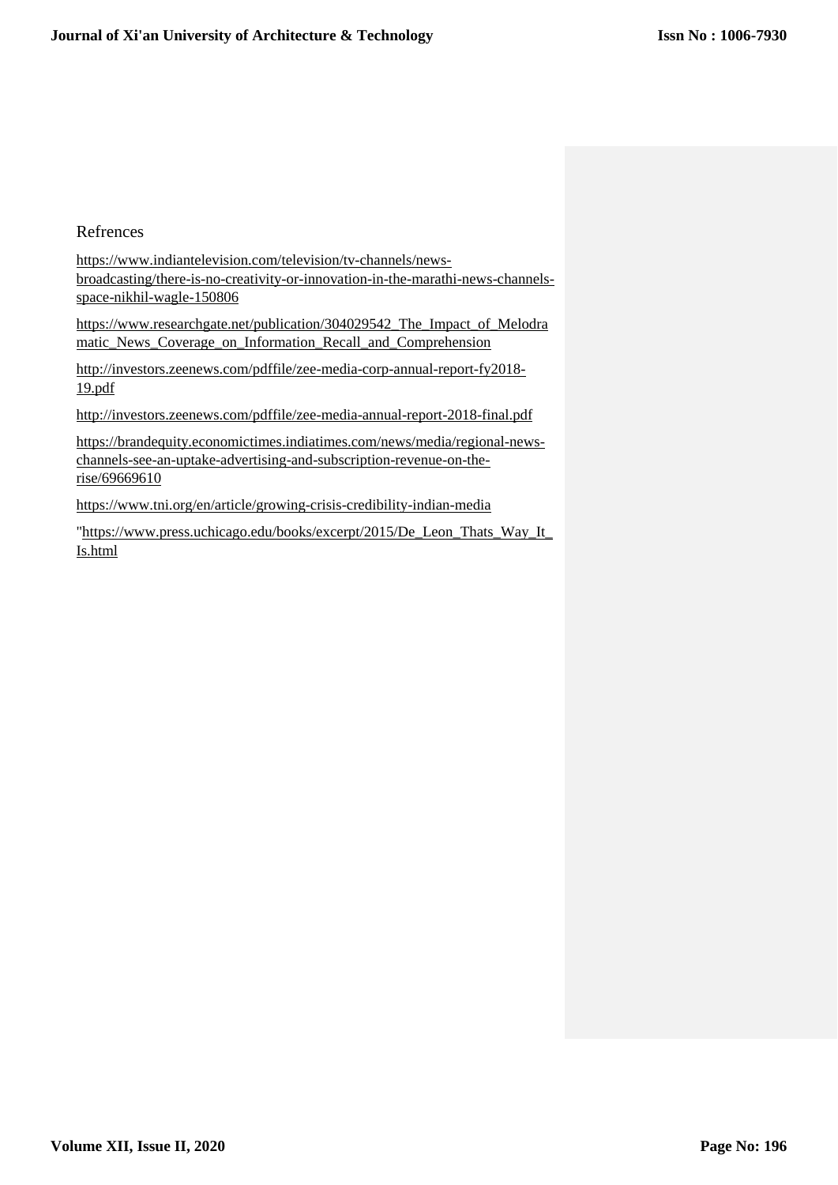## Refrences

https://www.indiantelevision.com/television/tv-channels/news-broadcasting/there-is-no-creativity-or-innovation-in-the-marathi-news-channels-space-nikhil-wagle-150806

https://www.researchgate.net/publication/304029542_The_Impact_of_Melodramatic_News_Coverage_on_Information_Recall_and_Comprehension

http://investors.zeenews.com/pdffile/zee-media-corp-annual-report-fy2018-19.pdf

http://investors.zeenews.com/pdffile/zee-media-annual-report-2018-final.pdf

https://brandequity.economictimes.indiatimes.com/news/media/regional-news-channels-see-an-uptake-advertising-and-subscription-revenue-on-the-rise/69669610

https://www.tni.org/en/article/growing-crisis-credibility-indian-media

"https://www.press.uchicago.edu/books/excerpt/2015/De_Leon_Thats_Way_It_Is.html